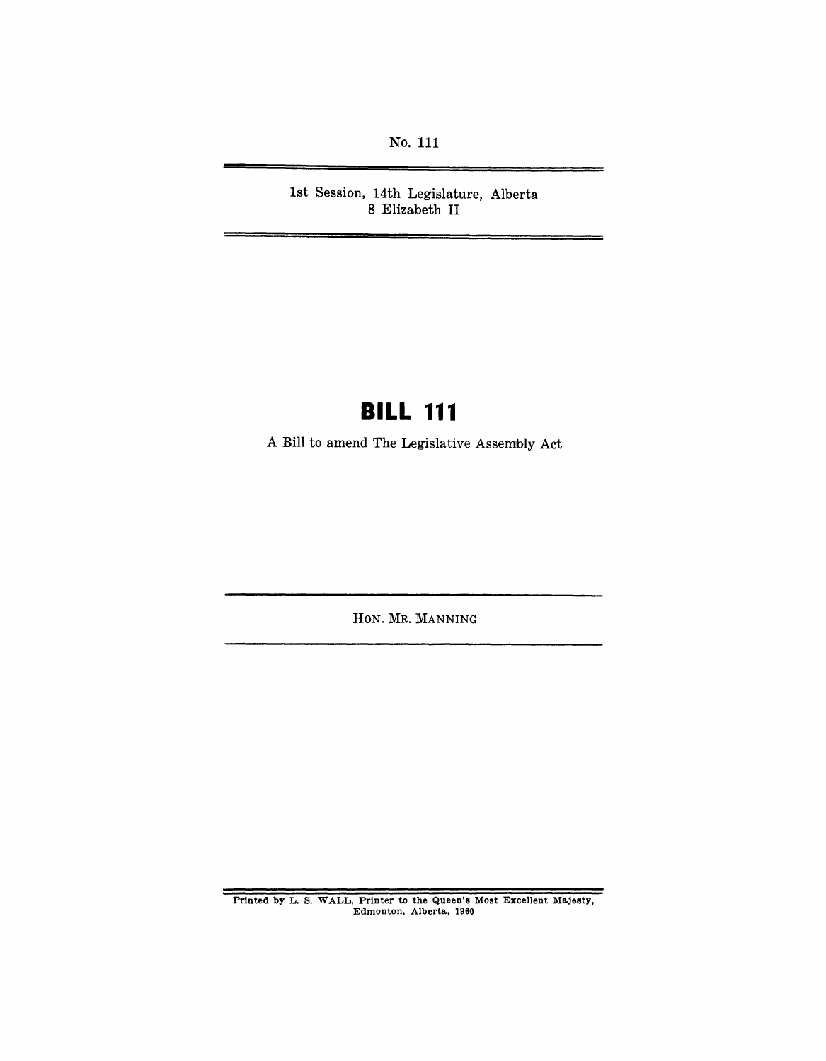No. 111

---

1st Session, 14th Legislature, Alberta
8 Elizabeth II

---

# BILL 111

A Bill to amend The Legislative Assembly Act

---

HON. MR. MANNING

---

Printed by L. S. WALL, Printer to the Queen's Most Excellent Majesty,
Edmonton, Alberta, 1960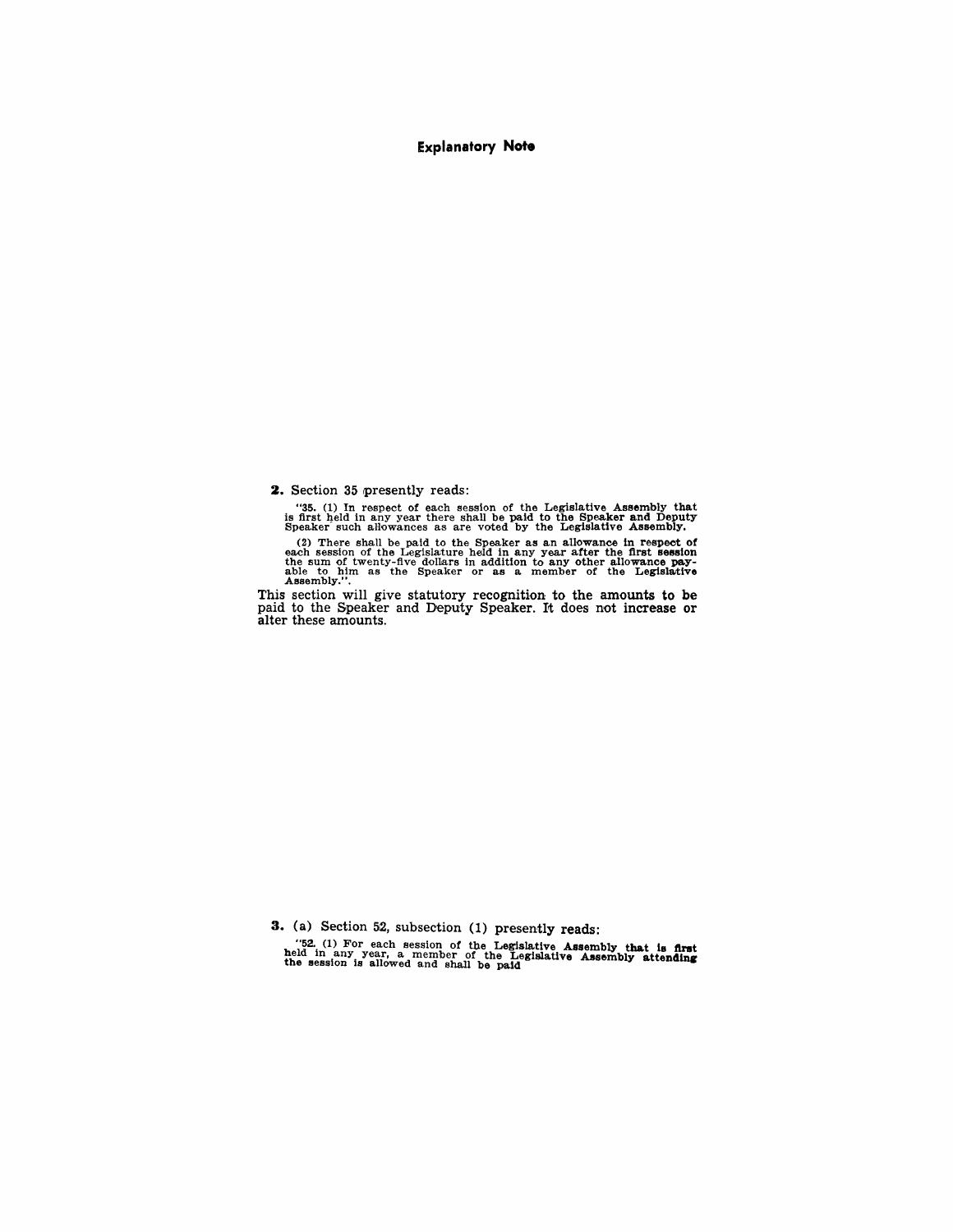## Explanatory Note

**2.** Section 35 presently reads:

> "35. (1) In respect of each session of the Legislative Assembly that is first held in any year there shall be paid to the Speaker and Deputy Speaker such allowances as are voted by the Legislative Assembly.
>
> (2) There shall be paid to the Speaker as an allowance in respect of each session of the Legislature held in any year after the first session the sum of twenty-five dollars in addition to any other allowance payable to him as the Speaker or as a member of the Legislative Assembly.".

This section will give statutory recognition to the amounts to be paid to the Speaker and Deputy Speaker. It does not increase or alter these amounts.

**3.** (a) Section 52, subsection (1) presently reads:

> "52. (1) For each session of the Legislative Assembly that is first held in any year, a member of the Legislative Assembly attending the session is allowed and shall be paid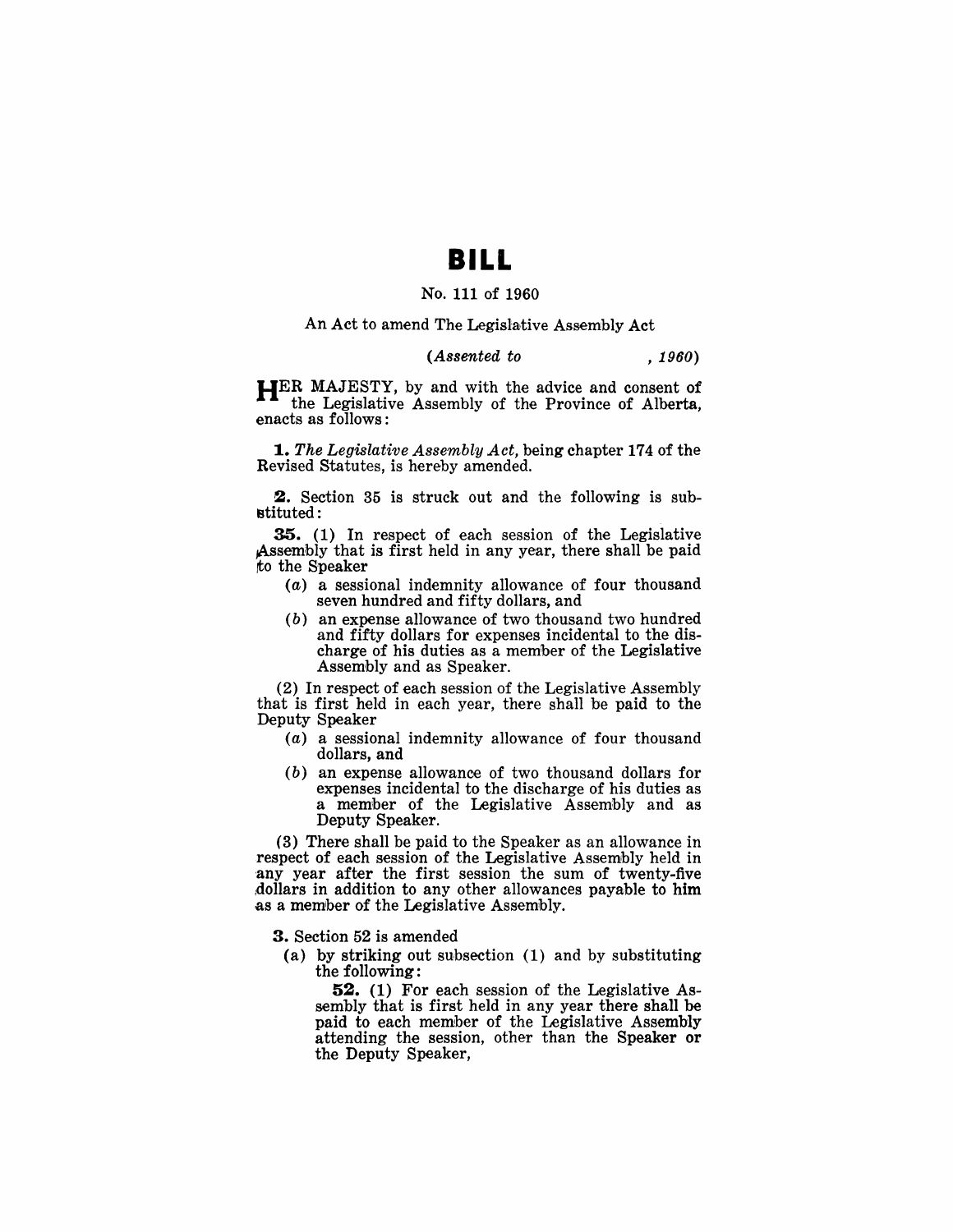# BILL

No. 111 of 1960

An Act to amend The Legislative Assembly Act

*(Assented to , 1960)*

HER MAJESTY, by and with the advice and consent of the Legislative Assembly of the Province of Alberta, enacts as follows:

**1.** *The Legislative Assembly Act,* being chapter 174 of the Revised Statutes, is hereby amended.

**2.** Section 35 is struck out and the following is substituted:

**35.** (1) In respect of each session of the Legislative Assembly that is first held in any year, there shall be paid to the Speaker

- (*a*) a sessional indemnity allowance of four thousand seven hundred and fifty dollars, and
- (*b*) an expense allowance of two thousand two hundred and fifty dollars for expenses incidental to the discharge of his duties as a member of the Legislative Assembly and as Speaker.

(2) In respect of each session of the Legislative Assembly that is first held in each year, there shall be paid to the Deputy Speaker

- (*a*) a sessional indemnity allowance of four thousand dollars, and
- (*b*) an expense allowance of two thousand dollars for expenses incidental to the discharge of his duties as a member of the Legislative Assembly and as Deputy Speaker.

(3) There shall be paid to the Speaker as an allowance in respect of each session of the Legislative Assembly held in any year after the first session the sum of twenty-five dollars in addition to any other allowances payable to him as a member of the Legislative Assembly.

**3.** Section 52 is amended

(a) by striking out subsection (1) and by substituting the following:

**52.** (1) For each session of the Legislative Assembly that is first held in any year there shall be paid to each member of the Legislative Assembly attending the session, other than the Speaker or the Deputy Speaker,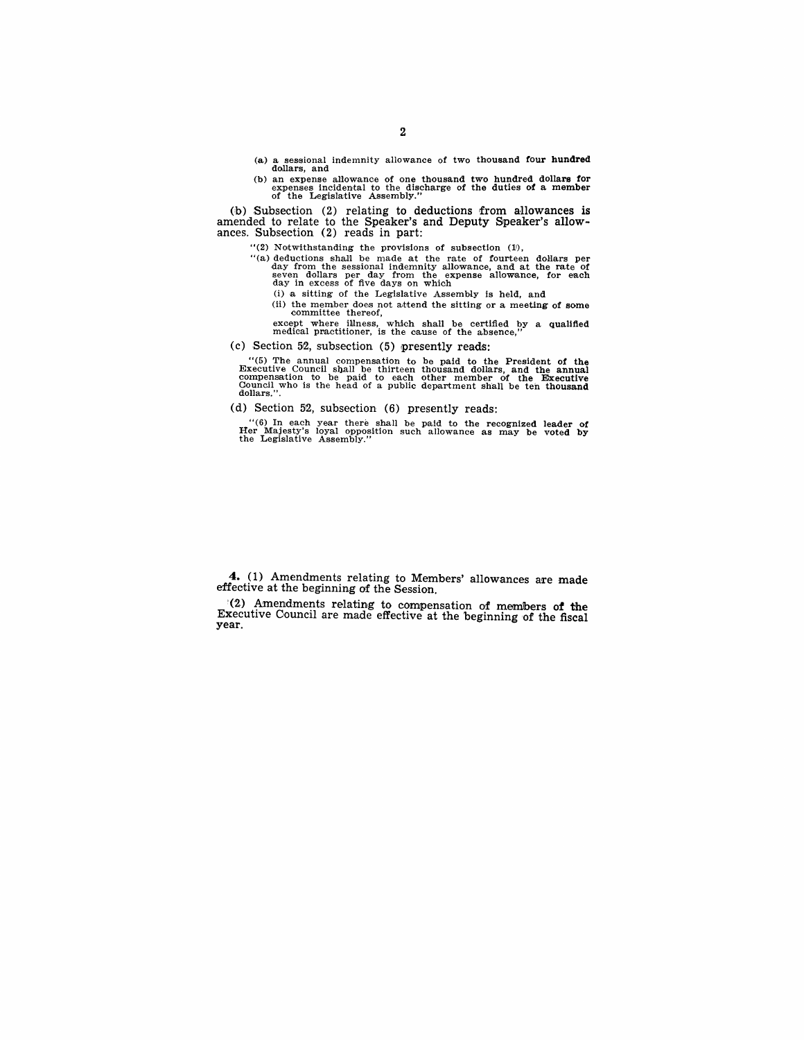(a) a sessional indemnity allowance of two thousand four hundred dollars, and

(b) an expense allowance of one thousand two hundred dollars for expenses incidental to the discharge of the duties of a member of the Legislative Assembly."

(b) Subsection (2) relating to deductions from allowances is amended to relate to the Speaker's and Deputy Speaker's allowances. Subsection (2) reads in part:

> "(2) Notwithstanding the provisions of subsection (1),
>
> "(a) deductions shall be made at the rate of fourteen dollars per day from the sessional indemnity allowance, and at the rate of seven dollars per day from the expense allowance, for each day in excess of five days on which
>
> (i) a sitting of the Legislative Assembly is held, and
>
> (ii) the member does not attend the sitting or a meeting of some committee thereof,
>
> except where illness, which shall be certified by a qualified medical practitioner, is the cause of the absence,"

(c) Section 52, subsection (5) presently reads:

> "(5) The annual compensation to be paid to the President of the Executive Council shall be thirteen thousand dollars, and the annual compensation to be paid to each other member of the Executive Council who is the head of a public department shall be ten thousand dollars.".

(d) Section 52, subsection (6) presently reads:

> "(6) In each year there shall be paid to the recognized leader of Her Majesty's loyal opposition such allowance as may be voted by the Legislative Assembly."

**4.** (1) Amendments relating to Members' allowances are made effective at the beginning of the Session.

(2) Amendments relating to compensation of members of the Executive Council are made effective at the beginning of the fiscal year.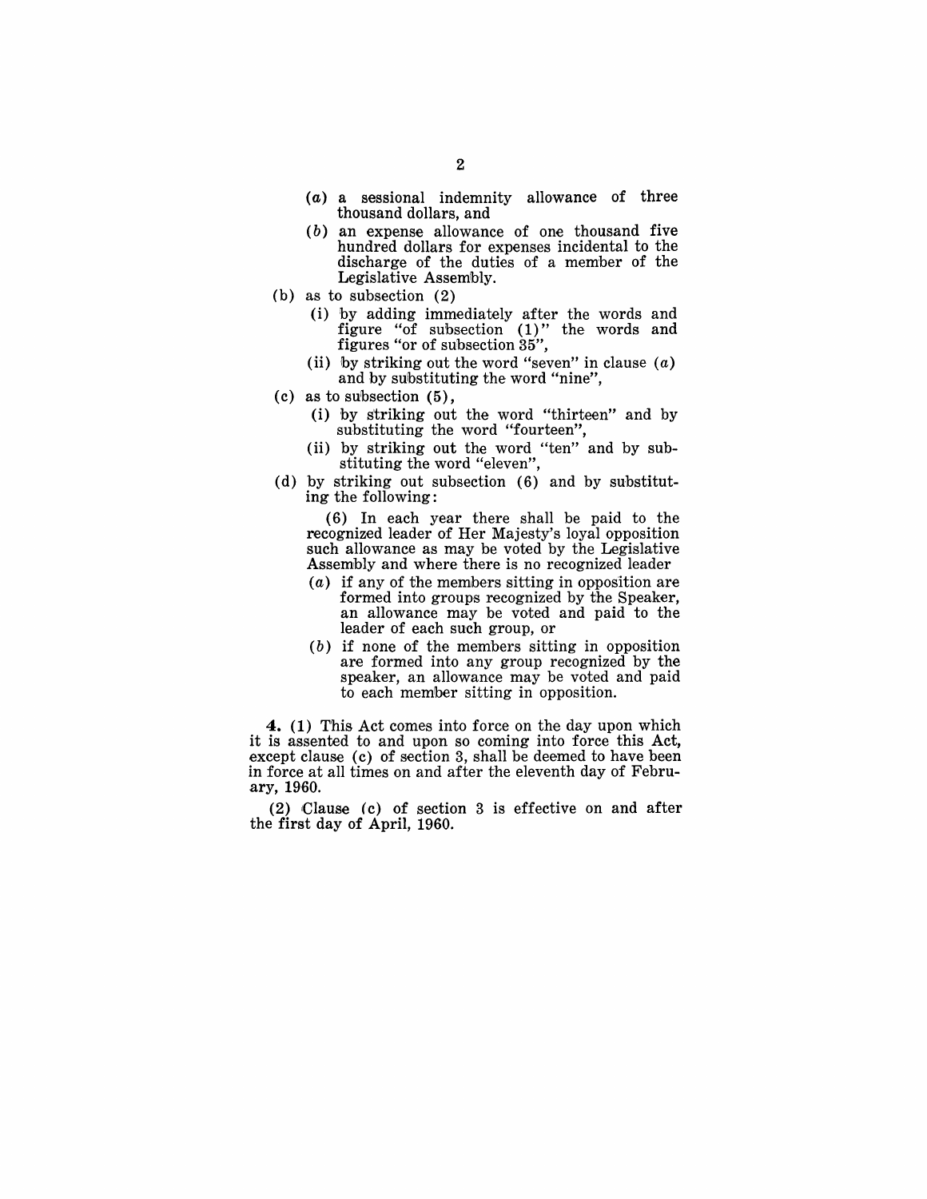(*a*) a sessional indemnity allowance of three thousand dollars, and

(*b*) an expense allowance of one thousand five hundred dollars for expenses incidental to the discharge of the duties of a member of the Legislative Assembly.

(b) as to subsection (2)

(i) by adding immediately after the words and figure "of subsection (1)" the words and figures "or of subsection 35",

(ii) by striking out the word "seven" in clause (*a*) and by substituting the word "nine",

(c) as to subsection (5),

(i) by striking out the word "thirteen" and by substituting the word "fourteen",

(ii) by striking out the word "ten" and by substituting the word "eleven",

(d) by striking out subsection (6) and by substituting the following:

(6) In each year there shall be paid to the recognized leader of Her Majesty's loyal opposition such allowance as may be voted by the Legislative Assembly and where there is no recognized leader

(*a*) if any of the members sitting in opposition are formed into groups recognized by the Speaker, an allowance may be voted and paid to the leader of each such group, or

(*b*) if none of the members sitting in opposition are formed into any group recognized by the speaker, an allowance may be voted and paid to each member sitting in opposition.

**4.** (1) This Act comes into force on the day upon which it is assented to and upon so coming into force this Act, except clause (c) of section 3, shall be deemed to have been in force at all times on and after the eleventh day of February, 1960.

(2) Clause (c) of section 3 is effective on and after the first day of April, 1960.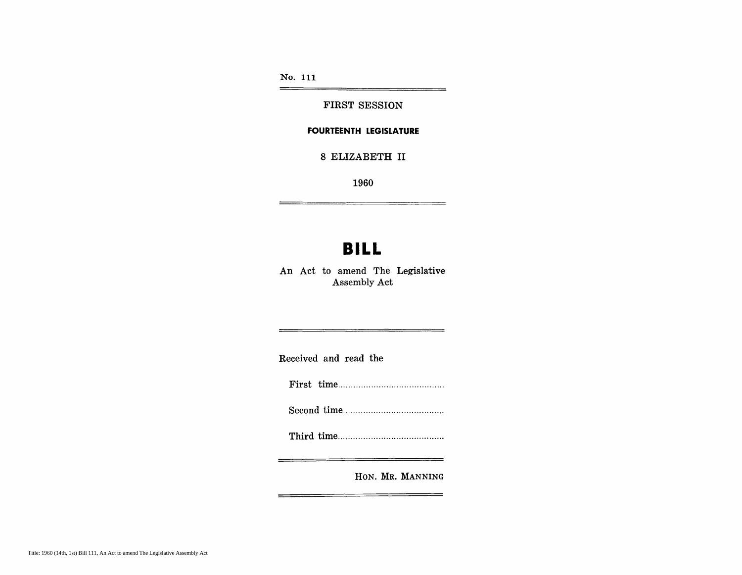No. 111

FIRST SESSION

**FOURTEENTH LEGISLATURE**

8 ELIZABETH II

1960

# BILL

An Act to amend The Legislative Assembly Act

Received and read the

First time..........................................

Second time........................................

Third time..........................................

HON. MR. MANNING